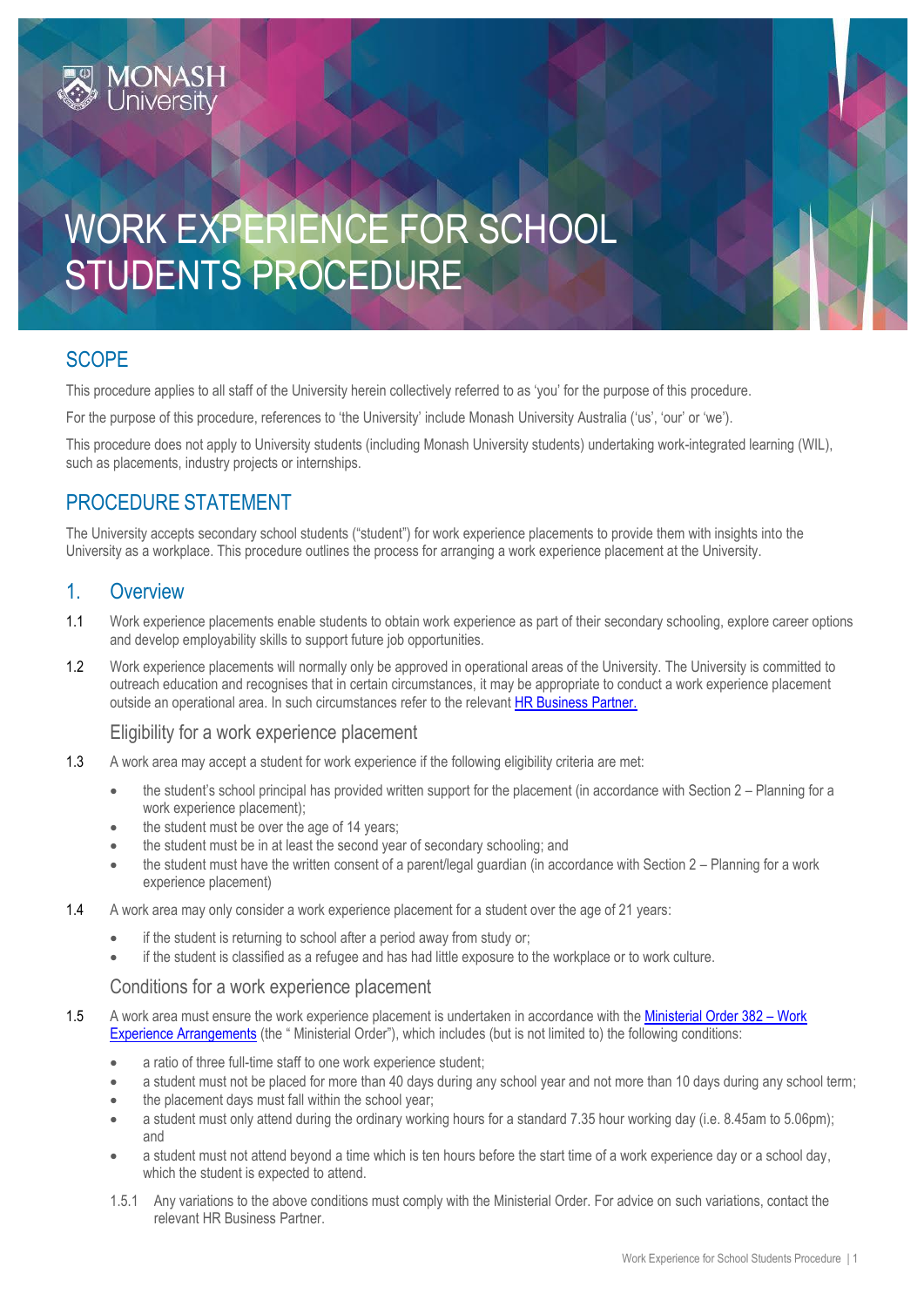# WORK EXPERIENCE FOR SCHOOL STUDENTS PROCEDURE

## SCOPE

This procedure applies to all staff of the University herein collectively referred to as 'you' for the purpose of this procedure.

For the purpose of this procedure, references to 'the University' include Monash University Australia ('us', 'our' or 'we').

This procedure does not apply to University students (including Monash University students) undertaking work-integrated learning (WIL), such as placements, industry projects or internships.

## PROCEDURE STATEMENT

The University accepts secondary school students ("student") for work experience placements to provide them with insights into the University as a workplace. This procedure outlines the process for arranging a work experience placement at the University.

## 1. Overview

1.1 Work experience placements enable students to obtain work experience as part of their secondary schooling, explore career options and develop employability skills to support future job opportunities.

1.2 Work experience placements will normally only be approved in operational areas of the University. The University is committed to outreach education and recognises that in certain circumstances, it may be appropriate to conduct a work experience placement outside an operational area. In such circumstances refer to the relevant HR Business Partner.

### Eligibility for a work experience placement

1.3 A work area may accept a student for work experience if the following eligibility criteria are met:

- the student's school principal has provided written support for the placement (in accordance with Section 2 – Planning for a work experience placement);
- the student must be over the age of 14 years;
- the student must be in at least the second year of secondary schooling; and
- the student must have the written consent of a parent/legal guardian (in accordance with Section 2 – Planning for a work experience placement)

1.4 A work area may only consider a work experience placement for a student over the age of 21 years:

- if the student is returning to school after a period away from study or;
- if the student is classified as a refugee and has had little exposure to the workplace or to work culture.

### Conditions for a work experience placement

1.5 A work area must ensure the work experience placement is undertaken in accordance with the Ministerial Order 382 – Work Experience Arrangements (the " Ministerial Order"), which includes (but is not limited to) the following conditions:

- a ratio of three full-time staff to one work experience student;
- a student must not be placed for more than 40 days during any school year and not more than 10 days during any school term;
- the placement days must fall within the school year;
- a student must only attend during the ordinary working hours for a standard 7.35 hour working day (i.e. 8.45am to 5.06pm); and
- a student must not attend beyond a time which is ten hours before the start time of a work experience day or a school day, which the student is expected to attend.

1.5.1 Any variations to the above conditions must comply with the Ministerial Order. For advice on such variations, contact the relevant HR Business Partner.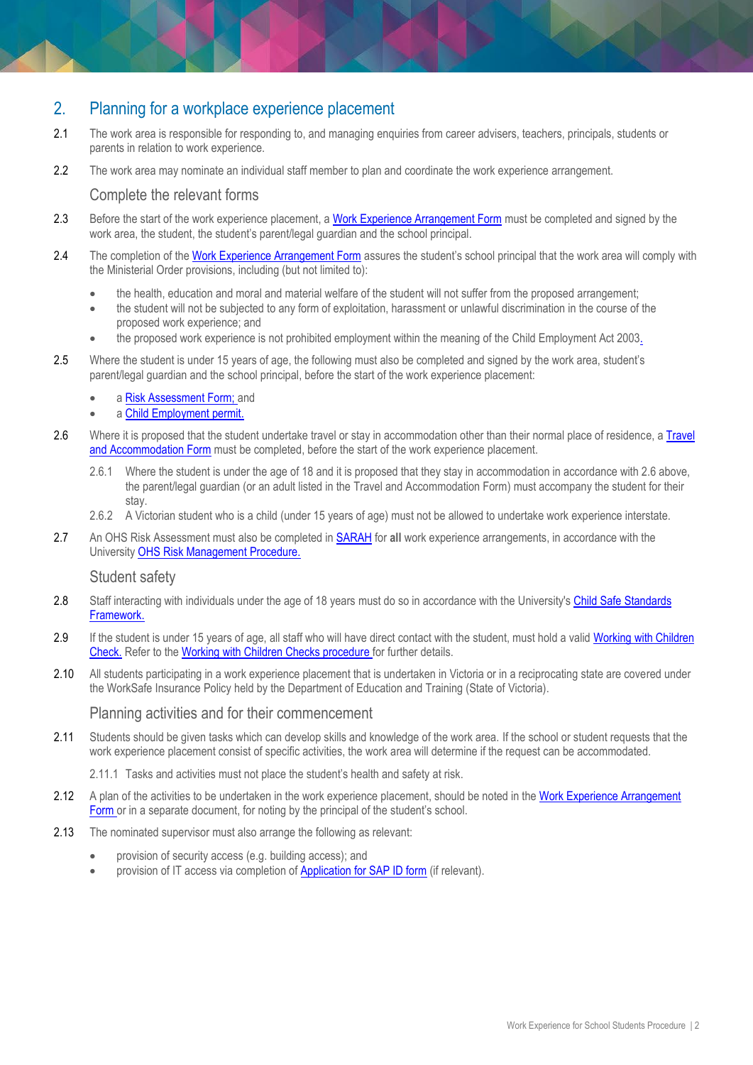## 2. Planning for a workplace experience placement

2.1 The work area is responsible for responding to, and managing enquiries from career advisers, teachers, principals, students or parents in relation to work experience.

2.2 The work area may nominate an individual staff member to plan and coordinate the work experience arrangement.

### Complete the relevant forms

2.3 Before the start of the work experience placement, a Work Experience Arrangement Form must be completed and signed by the work area, the student, the student's parent/legal guardian and the school principal.

2.4 The completion of the Work Experience Arrangement Form assures the student's school principal that the work area will comply with the Ministerial Order provisions, including (but not limited to):

- the health, education and moral and material welfare of the student will not suffer from the proposed arrangement;
- the student will not be subjected to any form of exploitation, harassment or unlawful discrimination in the course of the proposed work experience; and
- the proposed work experience is not prohibited employment within the meaning of the Child Employment Act 2003.

2.5 Where the student is under 15 years of age, the following must also be completed and signed by the work area, student's parent/legal guardian and the school principal, before the start of the work experience placement:

- a Risk Assessment Form; and
- a Child Employment permit.

2.6 Where it is proposed that the student undertake travel or stay in accommodation other than their normal place of residence, a Travel and Accommodation Form must be completed, before the start of the work experience placement.

2.6.1 Where the student is under the age of 18 and it is proposed that they stay in accommodation in accordance with 2.6 above, the parent/legal guardian (or an adult listed in the Travel and Accommodation Form) must accompany the student for their stay.

2.6.2 A Victorian student who is a child (under 15 years of age) must not be allowed to undertake work experience interstate.

2.7 An OHS Risk Assessment must also be completed in SARAH for **all** work experience arrangements, in accordance with the University OHS Risk Management Procedure.

### Student safety

2.8 Staff interacting with individuals under the age of 18 years must do so in accordance with the University's Child Safe Standards Framework.

2.9 If the student is under 15 years of age, all staff who will have direct contact with the student, must hold a valid Working with Children Check. Refer to the Working with Children Checks procedure for further details.

2.10 All students participating in a work experience placement that is undertaken in Victoria or in a reciprocating state are covered under the WorkSafe Insurance Policy held by the Department of Education and Training (State of Victoria).

### Planning activities and for their commencement

2.11 Students should be given tasks which can develop skills and knowledge of the work area. If the school or student requests that the work experience placement consist of specific activities, the work area will determine if the request can be accommodated.

2.11.1 Tasks and activities must not place the student's health and safety at risk.

2.12 A plan of the activities to be undertaken in the work experience placement, should be noted in the Work Experience Arrangement Form or in a separate document, for noting by the principal of the student's school.

2.13 The nominated supervisor must also arrange the following as relevant:

- provision of security access (e.g. building access); and
- provision of IT access via completion of Application for SAP ID form (if relevant).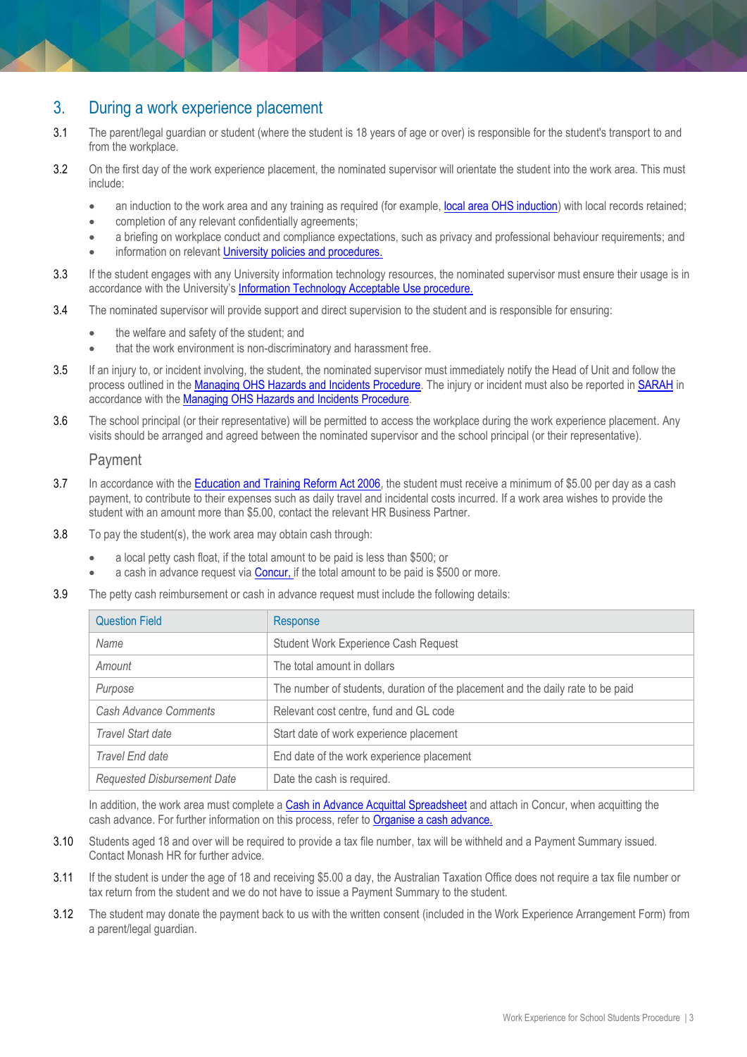## 3. During a work experience placement

3.1 The parent/legal guardian or student (where the student is 18 years of age or over) is responsible for the student's transport to and from the workplace.

3.2 On the first day of the work experience placement, the nominated supervisor will orientate the student into the work area. This must include:

- an induction to the work area and any training as required (for example, local area OHS induction) with local records retained;
- completion of any relevant confidentially agreements;
- a briefing on workplace conduct and compliance expectations, such as privacy and professional behaviour requirements; and
- information on relevant University policies and procedures.

3.3 If the student engages with any University information technology resources, the nominated supervisor must ensure their usage is in accordance with the University's Information Technology Acceptable Use procedure.

3.4 The nominated supervisor will provide support and direct supervision to the student and is responsible for ensuring:

- the welfare and safety of the student; and
- that the work environment is non-discriminatory and harassment free.

3.5 If an injury to, or incident involving, the student, the nominated supervisor must immediately notify the Head of Unit and follow the process outlined in the Managing OHS Hazards and Incidents Procedure. The injury or incident must also be reported in SARAH in accordance with the Managing OHS Hazards and Incidents Procedure.

3.6 The school principal (or their representative) will be permitted to access the workplace during the work experience placement. Any visits should be arranged and agreed between the nominated supervisor and the school principal (or their representative).

### Payment

3.7 In accordance with the Education and Training Reform Act 2006, the student must receive a minimum of $5.00 per day as a cash payment, to contribute to their expenses such as daily travel and incidental costs incurred. If a work area wishes to provide the student with an amount more than $5.00, contact the relevant HR Business Partner.

3.8 To pay the student(s), the work area may obtain cash through:

- a local petty cash float, if the total amount to be paid is less than $500; or
- a cash in advance request via Concur, if the total amount to be paid is $500 or more.

3.9 The petty cash reimbursement or cash in advance request must include the following details:

| Question Field | Response |
|---|---|
| *Name* | Student Work Experience Cash Request |
| *Amount* | The total amount in dollars |
| *Purpose* | The number of students, duration of the placement and the daily rate to be paid |
| *Cash Advance Comments* | Relevant cost centre, fund and GL code |
| *Travel Start date* | Start date of work experience placement |
| *Travel End date* | End date of the work experience placement |
| *Requested Disbursement Date* | Date the cash is required. |

In addition, the work area must complete a Cash in Advance Acquittal Spreadsheet and attach in Concur, when acquitting the cash advance. For further information on this process, refer to Organise a cash advance.

3.10 Students aged 18 and over will be required to provide a tax file number, tax will be withheld and a Payment Summary issued. Contact Monash HR for further advice.

3.11 If the student is under the age of 18 and receiving $5.00 a day, the Australian Taxation Office does not require a tax file number or tax return from the student and we do not have to issue a Payment Summary to the student.

3.12 The student may donate the payment back to us with the written consent (included in the Work Experience Arrangement Form) from a parent/legal guardian.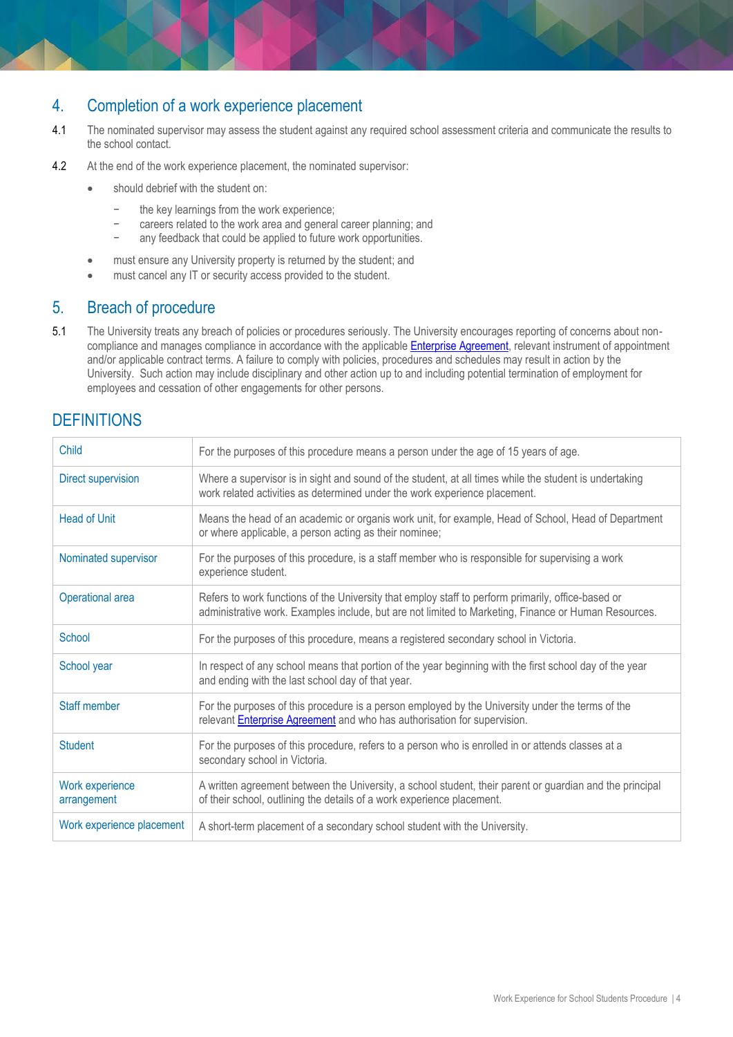## 4. Completion of a work experience placement

4.1 The nominated supervisor may assess the student against any required school assessment criteria and communicate the results to the school contact.

4.2 At the end of the work experience placement, the nominated supervisor:

- should debrief with the student on:
  - the key learnings from the work experience;
  - careers related to the work area and general career planning; and
  - any feedback that could be applied to future work opportunities.
- must ensure any University property is returned by the student; and
- must cancel any IT or security access provided to the student.

## 5. Breach of procedure

5.1 The University treats any breach of policies or procedures seriously. The University encourages reporting of concerns about non-compliance and manages compliance in accordance with the applicable Enterprise Agreement, relevant instrument of appointment and/or applicable contract terms. A failure to comply with policies, procedures and schedules may result in action by the University. Such action may include disciplinary and other action up to and including potential termination of employment for employees and cessation of other engagements for other persons.

## DEFINITIONS

| Term | Definition |
|---|---|
| Child | For the purposes of this procedure means a person under the age of 15 years of age. |
| Direct supervision | Where a supervisor is in sight and sound of the student, at all times while the student is undertaking work related activities as determined under the work experience placement. |
| Head of Unit | Means the head of an academic or organis work unit, for example, Head of School, Head of Department or where applicable, a person acting as their nominee; |
| Nominated supervisor | For the purposes of this procedure, is a staff member who is responsible for supervising a work experience student. |
| Operational area | Refers to work functions of the University that employ staff to perform primarily, office-based or administrative work. Examples include, but are not limited to Marketing, Finance or Human Resources. |
| School | For the purposes of this procedure, means a registered secondary school in Victoria. |
| School year | In respect of any school means that portion of the year beginning with the first school day of the year and ending with the last school day of that year. |
| Staff member | For the purposes of this procedure is a person employed by the University under the terms of the relevant Enterprise Agreement and who has authorisation for supervision. |
| Student | For the purposes of this procedure, refers to a person who is enrolled in or attends classes at a secondary school in Victoria. |
| Work experience arrangement | A written agreement between the University, a school student, their parent or guardian and the principal of their school, outlining the details of a work experience placement. |
| Work experience placement | A short-term placement of a secondary school student with the University. |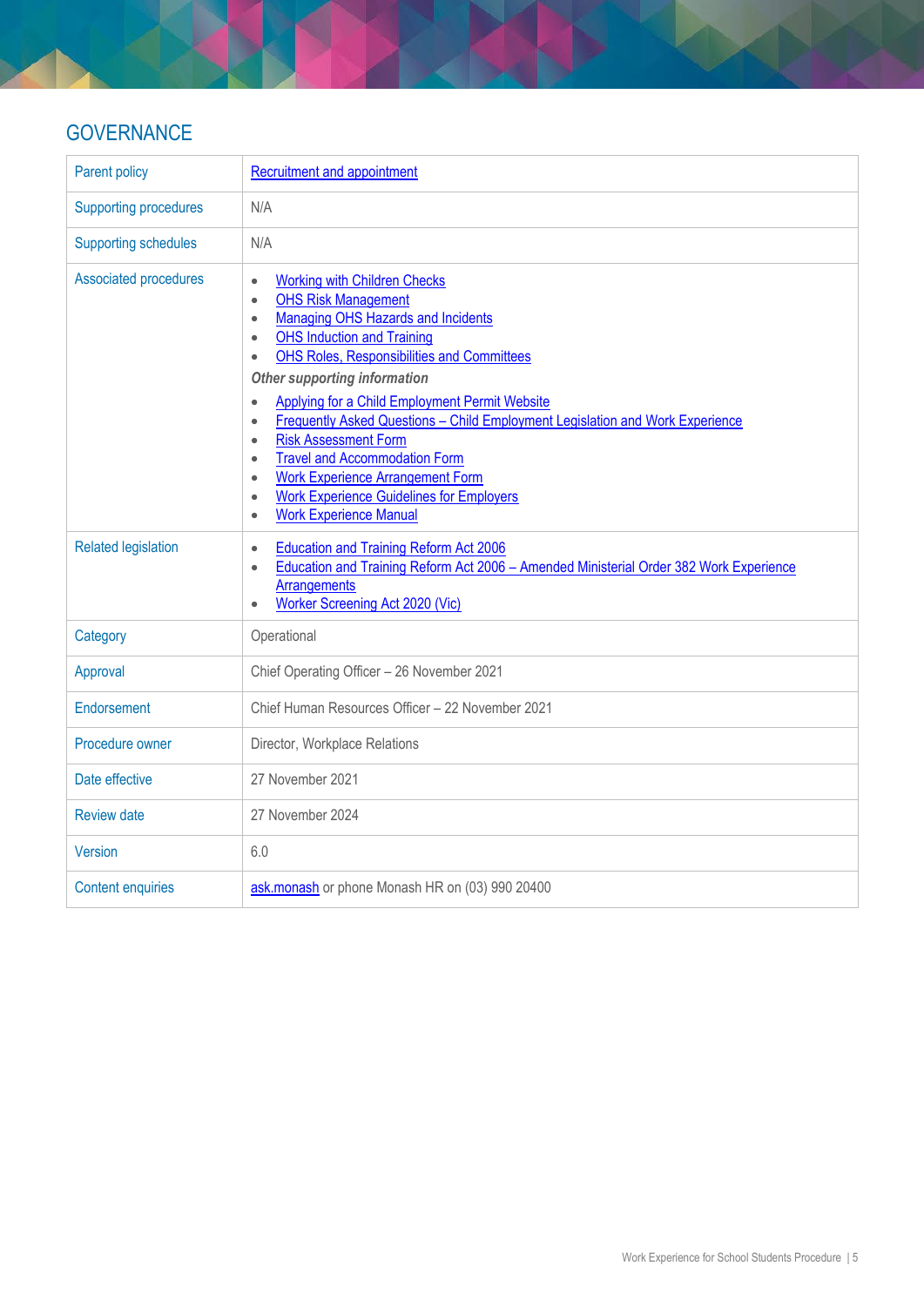## GOVERNANCE

| | |
|---|---|
| Parent policy | Recruitment and appointment |
| Supporting procedures | N/A |
| Supporting schedules | N/A |
| Associated procedures | • Working with Children Checks<br>• OHS Risk Management<br>• Managing OHS Hazards and Incidents<br>• OHS Induction and Training<br>• OHS Roles, Responsibilities and Committees<br>***Other supporting information***<br>• Applying for a Child Employment Permit Website<br>• Frequently Asked Questions – Child Employment Legislation and Work Experience<br>• Risk Assessment Form<br>• Travel and Accommodation Form<br>• Work Experience Arrangement Form<br>• Work Experience Guidelines for Employers<br>• Work Experience Manual |
| Related legislation | • Education and Training Reform Act 2006<br>• Education and Training Reform Act 2006 – Amended Ministerial Order 382 Work Experience Arrangements<br>• Worker Screening Act 2020 (Vic) |
| Category | Operational |
| Approval | Chief Operating Officer – 26 November 2021 |
| Endorsement | Chief Human Resources Officer – 22 November 2021 |
| Procedure owner | Director, Workplace Relations |
| Date effective | 27 November 2021 |
| Review date | 27 November 2024 |
| Version | 6.0 |
| Content enquiries | ask.monash or phone Monash HR on (03) 990 20400 |